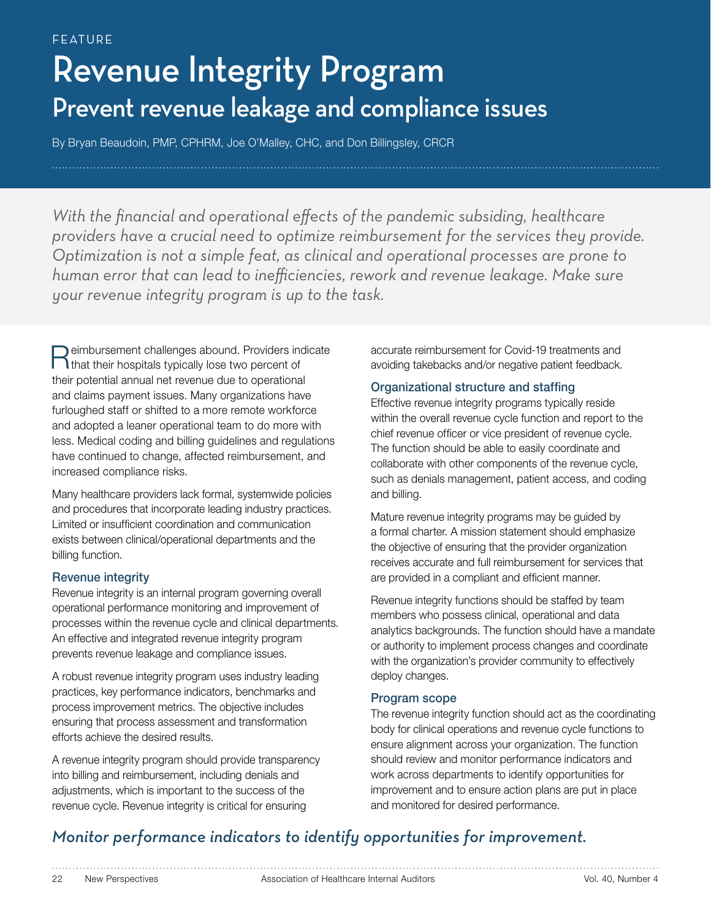FEATURE

# Revenue Integrity Program

## Prevent revenue leakage and compliance issues

By Bryan Beaudoin, PMP, CPHRM, Joe O'Malley, CHC, and Don Billingsley, CRCR

*With the financial and operational effects of the pandemic subsiding, healthcare providers have a crucial need to optimize reimbursement for the services they provide. Optimization is not a simple feat, as clinical and operational processes are prone to human error that can lead to inefficiencies, rework and revenue leakage. Make sure your revenue integrity program is up to the task.*

Reimbursement challenges abound. Providers indicate that their hospitals typically lose two percent of their potential annual net revenue due to operational and claims payment issues. Many organizations have furloughed staff or shifted to a more remote workforce and adopted a leaner operational team to do more with less. Medical coding and billing guidelines and regulations have continued to change, affected reimbursement, and increased compliance risks.

Many healthcare providers lack formal, systemwide policies and procedures that incorporate leading industry practices. Limited or insufficient coordination and communication exists between clinical/operational departments and the billing function.

### Revenue integrity

Revenue integrity is an internal program governing overall operational performance monitoring and improvement of processes within the revenue cycle and clinical departments. An effective and integrated revenue integrity program prevents revenue leakage and compliance issues.

A robust revenue integrity program uses industry leading practices, key performance indicators, benchmarks and process improvement metrics. The objective includes ensuring that process assessment and transformation efforts achieve the desired results.

A revenue integrity program should provide transparency into billing and reimbursement, including denials and adjustments, which is important to the success of the revenue cycle. Revenue integrity is critical for ensuring accurate reimbursement for Covid-19 treatments and avoiding takebacks and/or negative patient feedback.

### Organizational structure and staffing

Effective revenue integrity programs typically reside within the overall revenue cycle function and report to the chief revenue officer or vice president of revenue cycle. The function should be able to easily coordinate and collaborate with other components of the revenue cycle, such as denials management, patient access, and coding and billing.

Mature revenue integrity programs may be guided by a formal charter. A mission statement should emphasize the objective of ensuring that the provider organization receives accurate and full reimbursement for services that are provided in a compliant and efficient manner.

Revenue integrity functions should be staffed by team members who possess clinical, operational and data analytics backgrounds. The function should have a mandate or authority to implement process changes and coordinate with the organization's provider community to effectively deploy changes.

### Program scope

The revenue integrity function should act as the coordinating body for clinical operations and revenue cycle functions to ensure alignment across your organization. The function should review and monitor performance indicators and work across departments to identify opportunities for improvement and to ensure action plans are put in place and monitored for desired performance.

*Monitor performance indicators to identify opportunities for improvement.*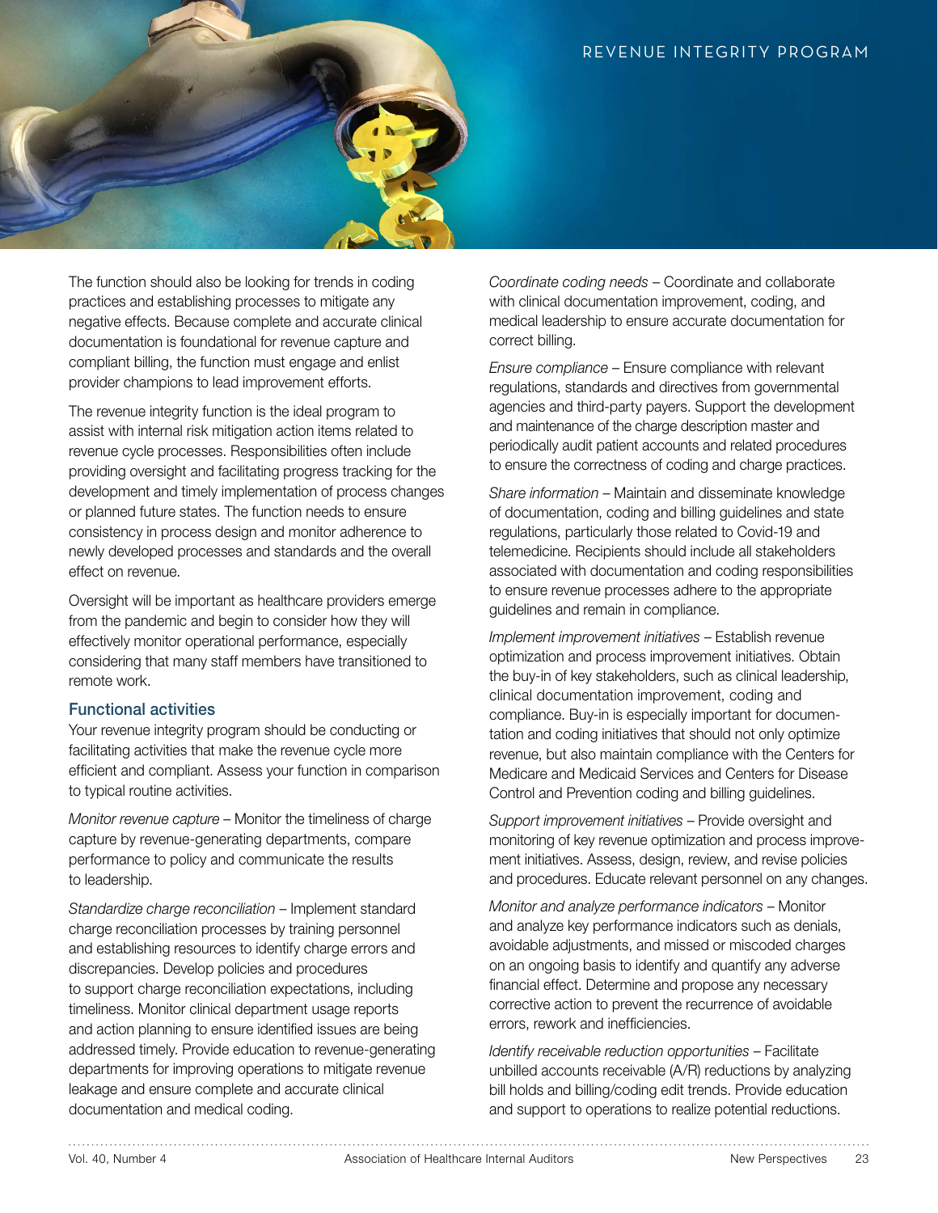The function should also be looking for trends in coding practices and establishing processes to mitigate any negative effects. Because complete and accurate clinical documentation is foundational for revenue capture and compliant billing, the function must engage and enlist provider champions to lead improvement efforts.

The revenue integrity function is the ideal program to assist with internal risk mitigation action items related to revenue cycle processes. Responsibilities often include providing oversight and facilitating progress tracking for the development and timely implementation of process changes or planned future states. The function needs to ensure consistency in process design and monitor adherence to newly developed processes and standards and the overall effect on revenue.

Oversight will be important as healthcare providers emerge from the pandemic and begin to consider how they will effectively monitor operational performance, especially considering that many staff members have transitioned to remote work.

### Functional activities

Your revenue integrity program should be conducting or facilitating activities that make the revenue cycle more efficient and compliant. Assess your function in comparison to typical routine activities.

*Monitor revenue capture* – Monitor the timeliness of charge capture by revenue-generating departments, compare performance to policy and communicate the results to leadership.

*Standardize charge reconciliation* – Implement standard charge reconciliation processes by training personnel and establishing resources to identify charge errors and discrepancies. Develop policies and procedures to support charge reconciliation expectations, including timeliness. Monitor clinical department usage reports and action planning to ensure identified issues are being addressed timely. Provide education to revenue-generating departments for improving operations to mitigate revenue leakage and ensure complete and accurate clinical documentation and medical coding.

*Coordinate coding needs* – Coordinate and collaborate with clinical documentation improvement, coding, and medical leadership to ensure accurate documentation for correct billing.

*Ensure compliance* – Ensure compliance with relevant regulations, standards and directives from governmental agencies and third-party payers. Support the development and maintenance of the charge description master and periodically audit patient accounts and related procedures to ensure the correctness of coding and charge practices.

*Share information* – Maintain and disseminate knowledge of documentation, coding and billing guidelines and state regulations, particularly those related to Covid-19 and telemedicine. Recipients should include all stakeholders associated with documentation and coding responsibilities to ensure revenue processes adhere to the appropriate guidelines and remain in compliance.

*Implement improvement initiatives* – Establish revenue optimization and process improvement initiatives. Obtain the buy-in of key stakeholders, such as clinical leadership, clinical documentation improvement, coding and compliance. Buy-in is especially important for documentation and coding initiatives that should not only optimize revenue, but also maintain compliance with the Centers for Medicare and Medicaid Services and Centers for Disease Control and Prevention coding and billing guidelines.

*Support improvement initiatives* – Provide oversight and monitoring of key revenue optimization and process improvement initiatives. Assess, design, review, and revise policies and procedures. Educate relevant personnel on any changes.

*Monitor and analyze performance indicators* – Monitor and analyze key performance indicators such as denials, avoidable adjustments, and missed or miscoded charges on an ongoing basis to identify and quantify any adverse financial effect. Determine and propose any necessary corrective action to prevent the recurrence of avoidable errors, rework and inefficiencies.

*Identify receivable reduction opportunities* – Facilitate unbilled accounts receivable (A/R) reductions by analyzing bill holds and billing/coding edit trends. Provide education and support to operations to realize potential reductions.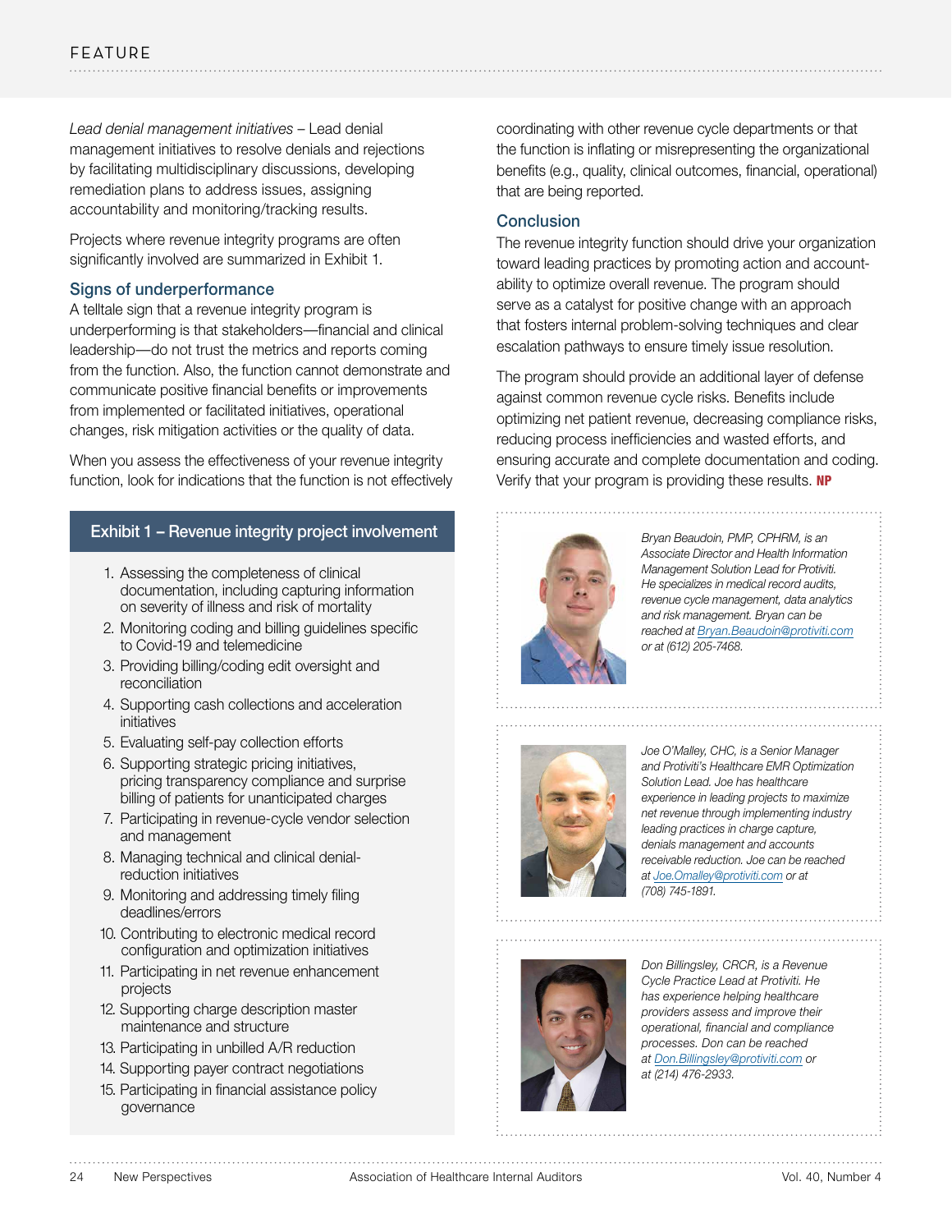*Lead denial management initiatives* – Lead denial management initiatives to resolve denials and rejections by facilitating multidisciplinary discussions, developing remediation plans to address issues, assigning accountability and monitoring/tracking results.

Projects where revenue integrity programs are often significantly involved are summarized in Exhibit 1.

## Signs of underperformance

A telltale sign that a revenue integrity program is underperforming is that stakeholders—financial and clinical leadership—do not trust the metrics and reports coming from the function. Also, the function cannot demonstrate and communicate positive financial benefits or improvements from implemented or facilitated initiatives, operational changes, risk mitigation activities or the quality of data.

When you assess the effectiveness of your revenue integrity function, look for indications that the function is not effectively coordinating with other revenue cycle departments or that the function is inflating or misrepresenting the organizational benefits (e.g., quality, clinical outcomes, financial, operational) that are being reported.

### Exhibit 1 – Revenue integrity project involvement

1. Assessing the completeness of clinical documentation, including capturing information on severity of illness and risk of mortality
2. Monitoring coding and billing guidelines specific to Covid-19 and telemedicine
3. Providing billing/coding edit oversight and reconciliation
4. Supporting cash collections and acceleration initiatives
5. Evaluating self-pay collection efforts
6. Supporting strategic pricing initiatives, pricing transparency compliance and surprise billing of patients for unanticipated charges
7. Participating in revenue-cycle vendor selection and management
8. Managing technical and clinical denial-reduction initiatives
9. Monitoring and addressing timely filing deadlines/errors
10. Contributing to electronic medical record configuration and optimization initiatives
11. Participating in net revenue enhancement projects
12. Supporting charge description master maintenance and structure
13. Participating in unbilled A/R reduction
14. Supporting payer contract negotiations
15. Participating in financial assistance policy governance

## Conclusion

The revenue integrity function should drive your organization toward leading practices by promoting action and accountability to optimize overall revenue. The program should serve as a catalyst for positive change with an approach that fosters internal problem-solving techniques and clear escalation pathways to ensure timely issue resolution.

The program should provide an additional layer of defense against common revenue cycle risks. Benefits include optimizing net patient revenue, decreasing compliance risks, reducing process inefficiencies and wasted efforts, and ensuring accurate and complete documentation and coding. Verify that your program is providing these results. **NP**

*Bryan Beaudoin, PMP, CPHRM, is an Associate Director and Health Information Management Solution Lead for Protiviti. He specializes in medical record audits, revenue cycle management, data analytics and risk management. Bryan can be reached at Bryan.Beaudoin@protiviti.com or at (612) 205-7468.*

*Joe O'Malley, CHC, is a Senior Manager and Protiviti's Healthcare EMR Optimization Solution Lead. Joe has healthcare experience in leading projects to maximize net revenue through implementing industry leading practices in charge capture, denials management and accounts receivable reduction. Joe can be reached at Joe.Omalley@protiviti.com or at (708) 745-1891.*

*Don Billingsley, CRCR, is a Revenue Cycle Practice Lead at Protiviti. He has experience helping healthcare providers assess and improve their operational, financial and compliance processes. Don can be reached at Don.Billingsley@protiviti.com or at (214) 476-2933.*